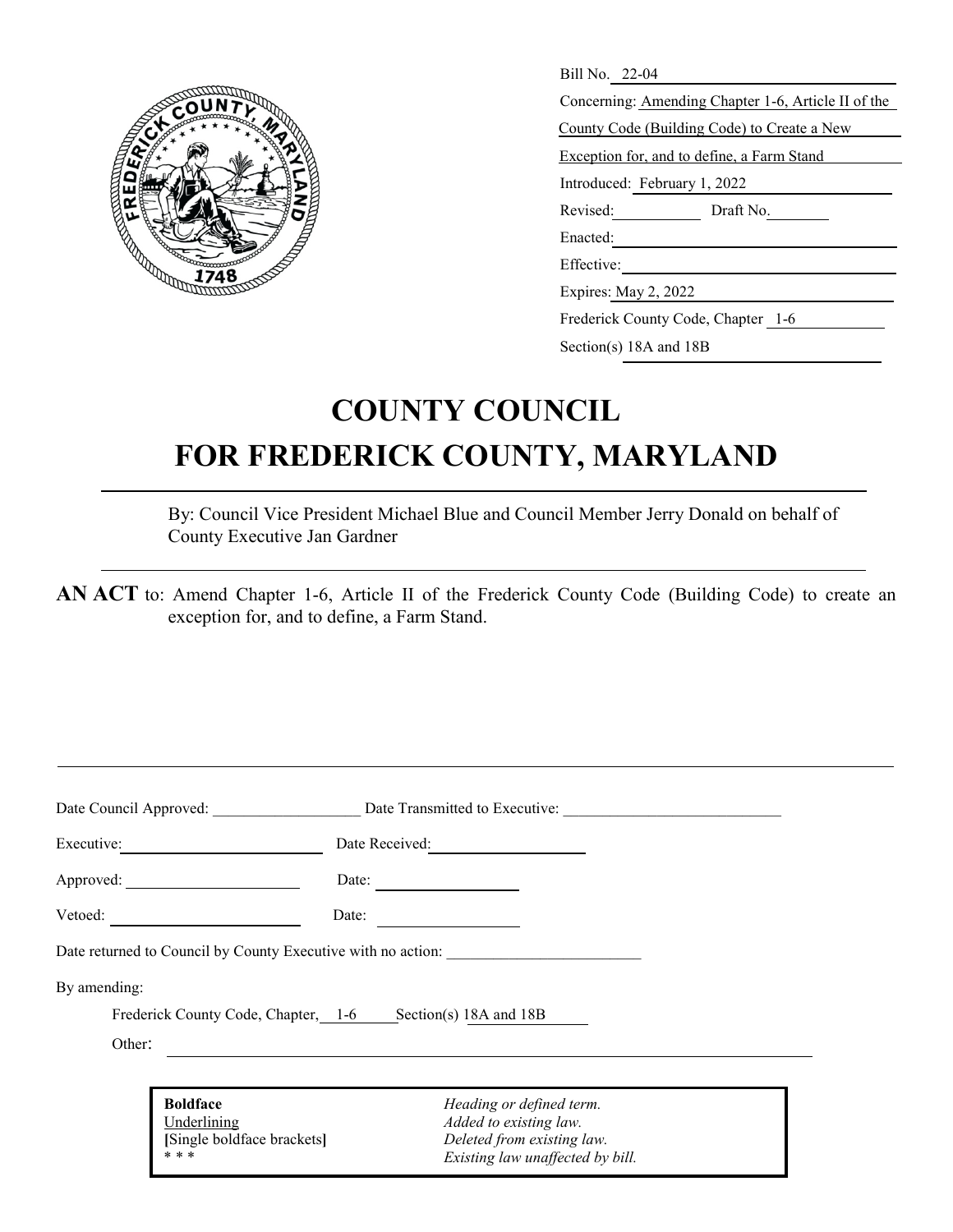Bill No. 22-04

Concerning: Amending Chapter 1-6, Article II of the County Code (Building Code) to Create a New Exception for, and to define, a Farm Stand

Introduced: February 1, 2022

Revised: Draft No.

Enacted:

Effective:

Expires: May 2, 2022

Frederick County Code, Chapter 1-6

Section(s) 18A and 18B

# COUNTY COUNCIL FOR FREDERICK COUNTY, MARYLAND

By: Council Vice President Michael Blue and Council Member Jerry Donald on behalf of County Executive Jan Gardner

**AN ACT** to: Amend Chapter 1-6, Article II of the Frederick County Code (Building Code) to create an exception for, and to define, a Farm Stand.

Date Council Approved: ____________ Date Transmitted to Executive: ____________

Executive: ____________ Date Received: ____________

Approved: ____________ Date: ____________

Vetoed: ____________ Date: ____________

Date returned to Council by County Executive with no action: ____________

By amending:

Frederick County Code, Chapter, 1-6 Section(s) 18A and 18B

Other: ____________

| | |
|---|---|
| **Boldface** | *Heading or defined term.* |
| Underlining | *Added to existing law.* |
| **[**Single boldface brackets**]** | *Deleted from existing law.* |
| * * * | *Existing law unaffected by bill.* |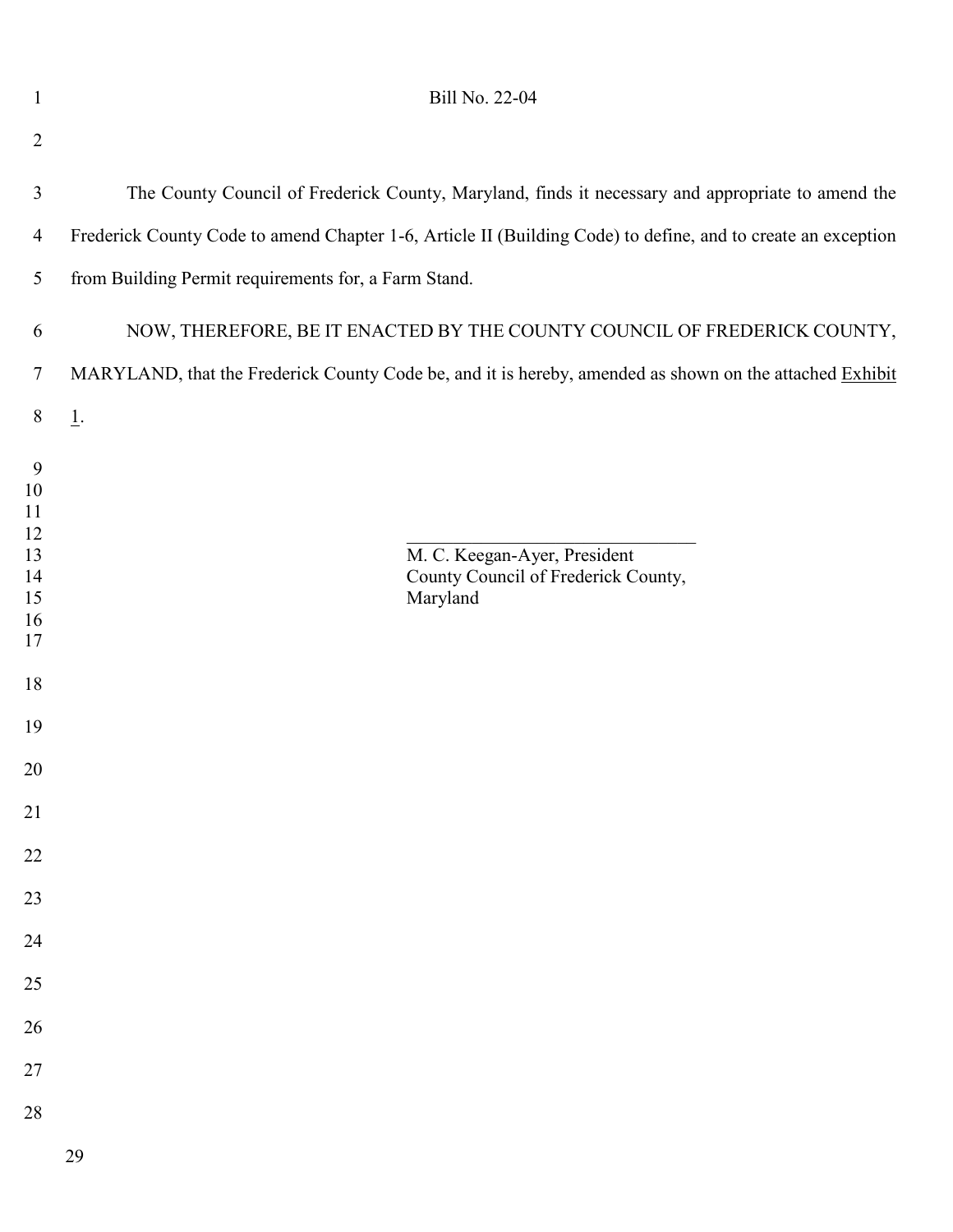Bill No. 22-04

The County Council of Frederick County, Maryland, finds it necessary and appropriate to amend the Frederick County Code to amend Chapter 1-6, Article II (Building Code) to define, and to create an exception from Building Permit requirements for, a Farm Stand.

NOW, THEREFORE, BE IT ENACTED BY THE COUNTY COUNCIL OF FREDERICK COUNTY, MARYLAND, that the Frederick County Code be, and it is hereby, amended as shown on the attached Exhibit 1.

\_\_\_\_\_\_\_\_\_\_\_\_\_\_\_\_\_\_\_\_\_\_\_\_\_\_\_\_\_\_\_\_\_\_

M. C. Keegan-Ayer, President
County Council of Frederick County,
Maryland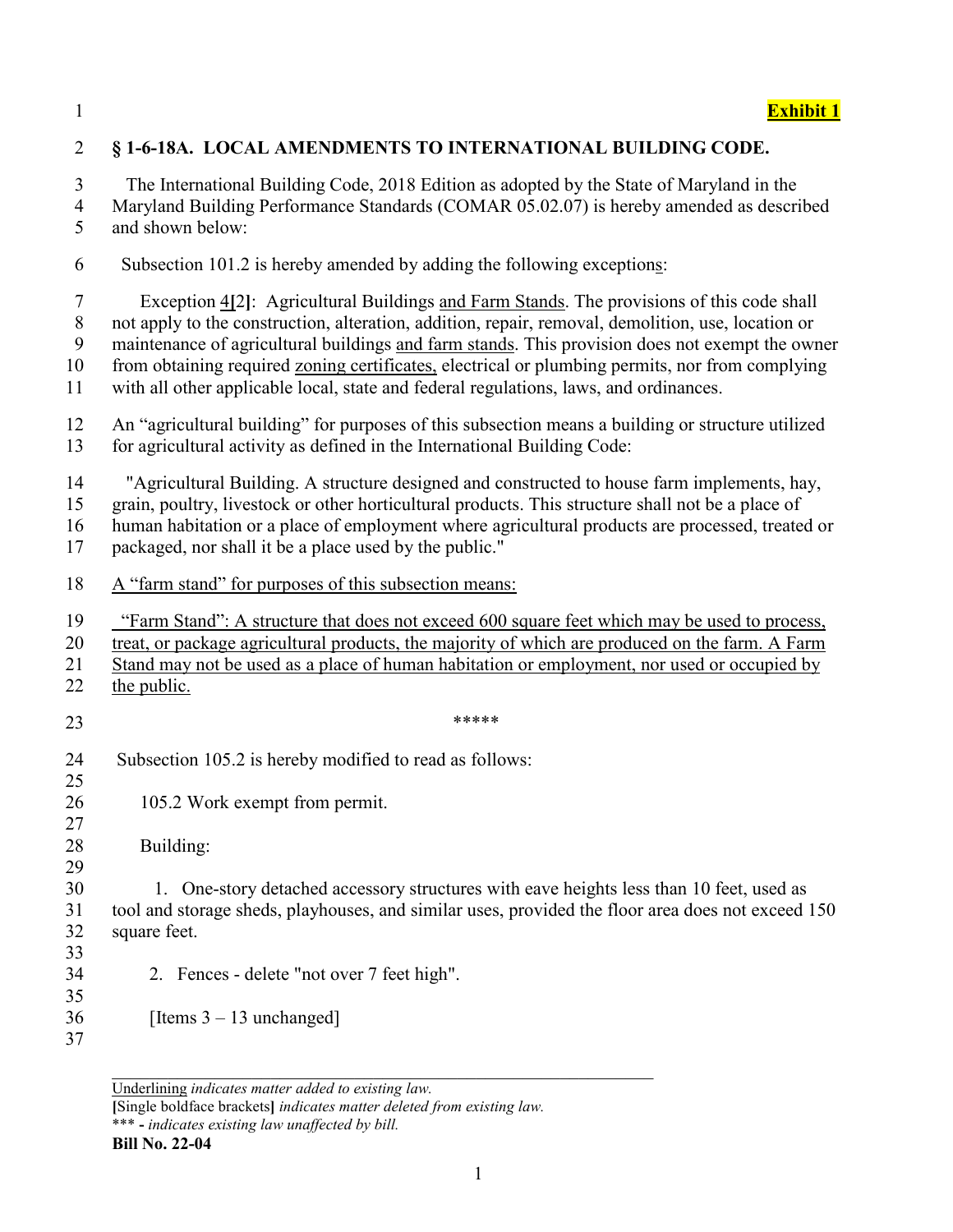**Exhibit 1**

## § 1-6-18A. LOCAL AMENDMENTS TO INTERNATIONAL BUILDING CODE.

The International Building Code, 2018 Edition as adopted by the State of Maryland in the Maryland Building Performance Standards (COMAR 05.02.07) is hereby amended as described and shown below:

Subsection 101.2 is hereby amended by adding the following exceptions:

Exception <u>4</u>**[**2**]**: Agricultural Buildings <u>and Farm Stands</u>. The provisions of this code shall not apply to the construction, alteration, addition, repair, removal, demolition, use, location or maintenance of agricultural buildings <u>and farm stands</u>. This provision does not exempt the owner from obtaining required <u>zoning certificates,</u> electrical or plumbing permits, nor from complying with all other applicable local, state and federal regulations, laws, and ordinances.

An "agricultural building" for purposes of this subsection means a building or structure utilized for agricultural activity as defined in the International Building Code:

"Agricultural Building. A structure designed and constructed to house farm implements, hay, grain, poultry, livestock or other horticultural products. This structure shall not be a place of human habitation or a place of employment where agricultural products are processed, treated or packaged, nor shall it be a place used by the public."

<u>A "farm stand" for purposes of this subsection means:</u>

<u>"Farm Stand": A structure that does not exceed 600 square feet which may be used to process, treat, or package agricultural products, the majority of which are produced on the farm. A Farm Stand may not be used as a place of human habitation or employment, nor used or occupied by the public.</u>

*****

Subsection 105.2 is hereby modified to read as follows:

105.2 Work exempt from permit.

Building:

1. One-story detached accessory structures with eave heights less than 10 feet, used as tool and storage sheds, playhouses, and similar uses, provided the floor area does not exceed 150 square feet.

2. Fences - delete "not over 7 feet high".

[Items 3 – 13 unchanged]

---

<u>Underlining</u> *indicates matter added to existing law.*
**[**Single boldface brackets**]** *indicates matter deleted from existing law.*
*** - *indicates existing law unaffected by bill.*
**Bill No. 22-04**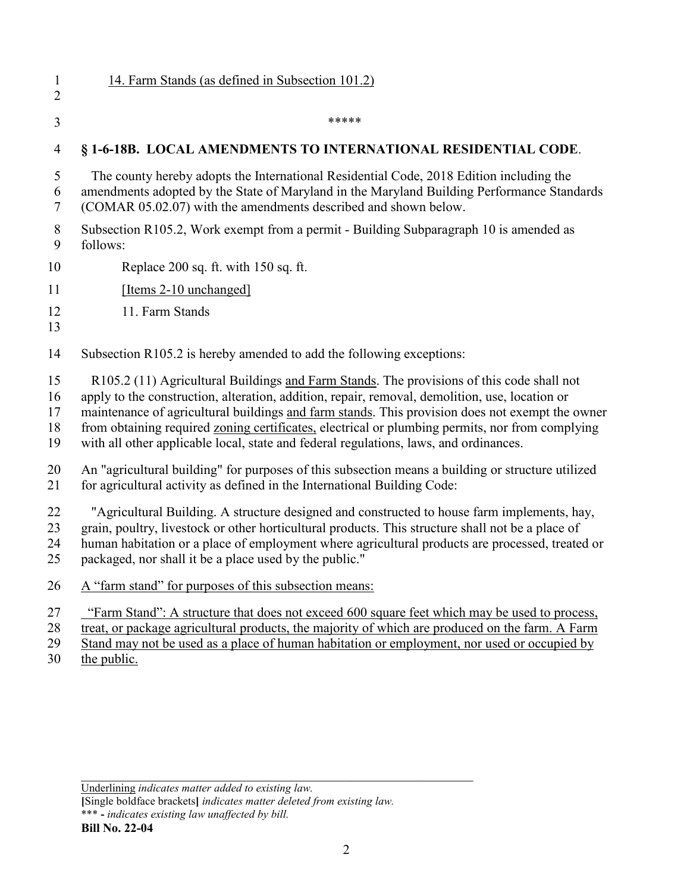<u>14. Farm Stands (as defined in Subsection 101.2)</u>

\*\*\*\*\*

## § 1-6-18B. LOCAL AMENDMENTS TO INTERNATIONAL RESIDENTIAL CODE.

The county hereby adopts the International Residential Code, 2018 Edition including the amendments adopted by the State of Maryland in the Maryland Building Performance Standards (COMAR 05.02.07) with the amendments described and shown below.

Subsection R105.2, Work exempt from a permit - Building Subparagraph 10 is amended as follows:

Replace 200 sq. ft. with 150 sq. ft.

<u>[Items 2-10 unchanged]</u>

11. Farm Stands

Subsection R105.2 is hereby amended to add the following exceptions:

R105.2 (11) Agricultural Buildings <u>and Farm Stands</u>. The provisions of this code shall not apply to the construction, alteration, addition, repair, removal, demolition, use, location or maintenance of agricultural buildings <u>and farm stands</u>. This provision does not exempt the owner from obtaining required <u>zoning certificates,</u> electrical or plumbing permits, nor from complying with all other applicable local, state and federal regulations, laws, and ordinances.

An "agricultural building" for purposes of this subsection means a building or structure utilized for agricultural activity as defined in the International Building Code:

"Agricultural Building. A structure designed and constructed to house farm implements, hay, grain, poultry, livestock or other horticultural products. This structure shall not be a place of human habitation or a place of employment where agricultural products are processed, treated or packaged, nor shall it be a place used by the public."

<u>A "farm stand" for purposes of this subsection means:</u>

<u>"Farm Stand": A structure that does not exceed 600 square feet which may be used to process, treat, or package agricultural products, the majority of which are produced on the farm. A Farm Stand may not be used as a place of human habitation or employment, nor used or occupied by the public.</u>

---

<u>Underlining</u> *indicates matter added to existing law.*
**[**Single boldface brackets**]** *indicates matter deleted from existing law.*
\*\*\* **-** *indicates existing law unaffected by bill.*
**Bill No. 22-04**